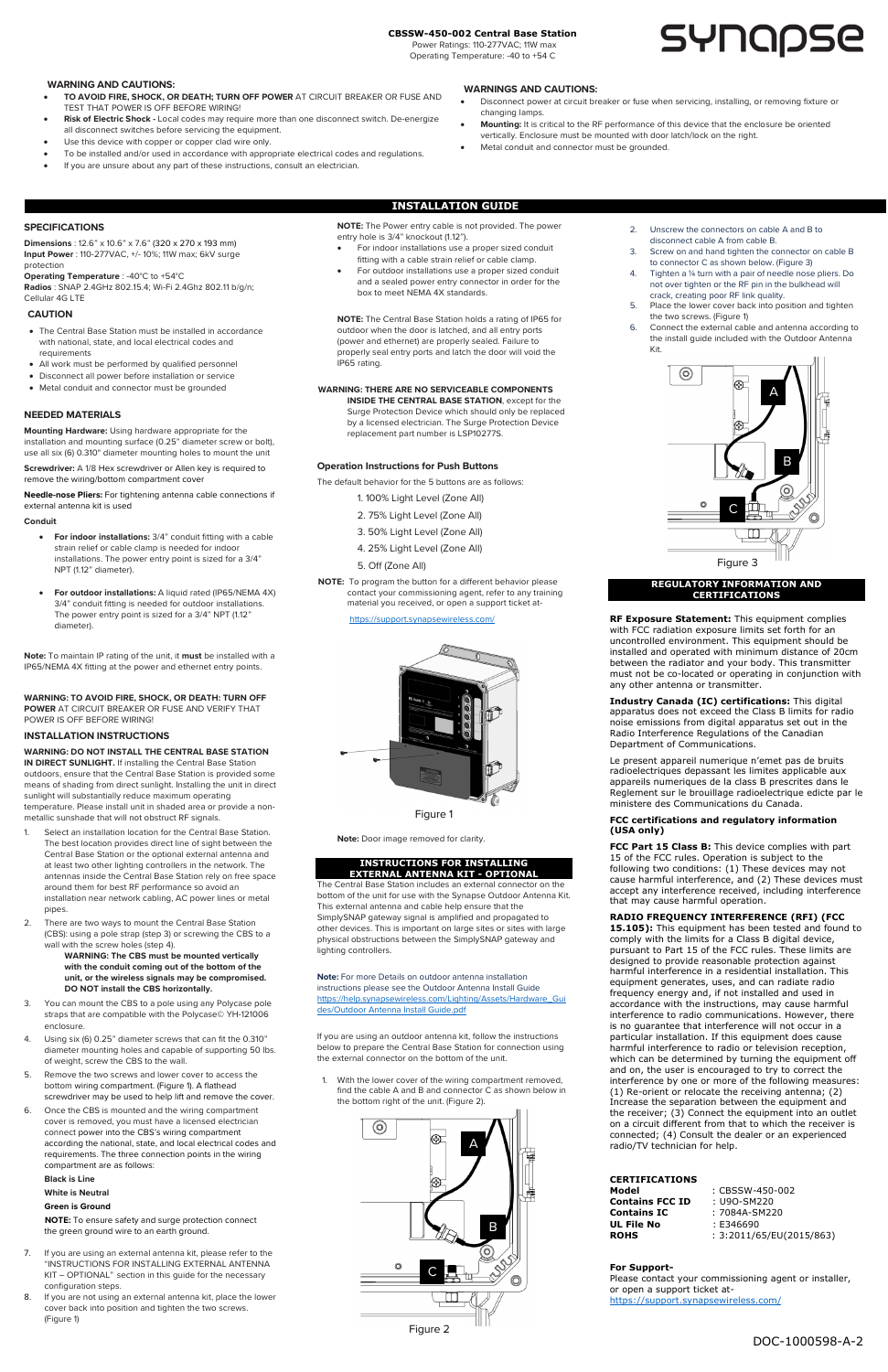**CBSSW-450-002 Central Base Station**
Power Ratings: 110-277VAC; 11W max
Operating Temperature: -40 to +54 C

synapse

## WARNING AND CAUTIONS:

- **TO AVOID FIRE, SHOCK, OR DEATH; TURN OFF POWER** AT CIRCUIT BREAKER OR FUSE AND TEST THAT POWER IS OFF BEFORE WIRING!
- **Risk of Electric Shock -** Local codes may require more than one disconnect switch. De-energize all disconnect switches before servicing the equipment.
- Use this device with copper or copper clad wire only.
- To be installed and/or used in accordance with appropriate electrical codes and regulations.
- If you are unsure about any part of these instructions, consult an electrician.

## WARNINGS AND CAUTIONS:

- Disconnect power at circuit breaker or fuse when servicing, installing, or removing fixture or changing lamps.
- **Mounting:** It is critical to the RF performance of this device that the enclosure be oriented vertically. Enclosure must be mounted with door latch/lock on the right.
- Metal conduit and connector must be grounded.

# INSTALLATION GUIDE

## SPECIFICATIONS

**Dimensions** : 12.6" x 10.6" x 7.6" (320 x 270 x 193 mm)
**Input Power** : 110-277VAC, +/- 10%; 11W max; 6kV surge protection
**Operating Temperature** : -40°C to +54°C
**Radios** : SNAP 2.4GHz 802.15.4; Wi-Fi 2.4Ghz 802.11 b/g/n; Cellular 4G LTE

## CAUTION

- The Central Base Station must be installed in accordance with national, state, and local electrical codes and requirements
- All work must be performed by qualified personnel
- Disconnect all power before installation or service
- Metal conduit and connector must be grounded

## NEEDED MATERIALS

**Mounting Hardware:** Using hardware appropriate for the installation and mounting surface (0.25" diameter screw or bolt), use all six (6) 0.310" diameter mounting holes to mount the unit

**Screwdriver:** A 1/8 Hex screwdriver or Allen key is required to remove the wiring/bottom compartment cover

**Needle-nose Pliers:** For tightening antenna cable connections if external antenna kit is used

**Conduit**

- **For indoor installations:** 3/4" conduit fitting with a cable strain relief or cable clamp is needed for indoor installations. The power entry point is sized for a 3/4" NPT (1.12" diameter).
- **For outdoor installations:** A liquid rated (IP65/NEMA 4X) 3/4" conduit fitting is needed for outdoor installations. The power entry point is sized for a 3/4" NPT (1.12" diameter).

**Note:** To maintain IP rating of the unit, it **must** be installed with a IP65/NEMA 4X fitting at the power and ethernet entry points.

**WARNING: TO AVOID FIRE, SHOCK, OR DEATH: TURN OFF POWER** AT CIRCUIT BREAKER OR FUSE AND VERIFY THAT POWER IS OFF BEFORE WIRING!

## INSTALLATION INSTRUCTIONS

**WARNING: DO NOT INSTALL THE CENTRAL BASE STATION IN DIRECT SUNLIGHT.** If installing the Central Base Station outdoors, ensure that the Central Base Station is provided some means of shading from direct sunlight. Installing the unit in direct sunlight will substantially reduce maximum operating temperature. Please install unit in shaded area or provide a non-metallic sunshade that will not obstruct RF signals.

1. Select an installation location for the Central Base Station. The best location provides direct line of sight between the Central Base Station or the optional external antenna and at least two other lighting controllers in the network. The antennas inside the Central Base Station rely on free space around them for best RF performance so avoid an installation near network cabling, AC power lines or metal pipes.
2. There are two ways to mount the Central Base Station (CBS): using a pole strap (step 3) or screwing the CBS to a wall with the screw holes (step 4).
   **WARNING: The CBS must be mounted vertically with the conduit coming out of the bottom of the unit, or the wireless signals may be compromised. DO NOT install the CBS horizontally.**
3. You can mount the CBS to a pole using any Polycase pole straps that are compatible with the Polycase© YH-121006 enclosure.
4. Using six (6) 0.25" diameter screws that can fit the 0.310" diameter mounting holes and capable of supporting 50 lbs. of weight, screw the CBS to the wall.
5. Remove the two screws and lower cover to access the bottom wiring compartment. (Figure 1). A flathead screwdriver may be used to help lift and remove the cover.
6. Once the CBS is mounted and the wiring compartment cover is removed, you must have a licensed electrician connect power into the CBS's wiring compartment according the national, state, and local electrical codes and requirements. The three connection points in the wiring compartment are as follows:
   **Black is Line**
   **White is Neutral**
   **Green is Ground**
   **NOTE:** To ensure safety and surge protection connect the green ground wire to an earth ground.
7. If you are using an external antenna kit, please refer to the "INSTRUCTIONS FOR INSTALLING EXTERNAL ANTENNA KIT – OPTIONAL" section in this guide for the necessary configuration steps.
8. If you are not using an external antenna kit, place the lower cover back into position and tighten the two screws. (Figure 1)

**NOTE:** The Power entry cable is not provided. The power entry hole is 3/4" knockout (1.12").

- For indoor installations use a proper sized conduit fitting with a cable strain relief or cable clamp.
- For outdoor installations use a proper sized conduit and a sealed power entry connector in order for the box to meet NEMA 4X standards.

**NOTE:** The Central Base Station holds a rating of IP65 for outdoor when the door is latched, and all entry ports (power and ethernet) are properly sealed. Failure to properly seal entry ports and latch the door will void the IP65 rating.

**WARNING: THERE ARE NO SERVICEABLE COMPONENTS INSIDE THE CENTRAL BASE STATION**, except for the Surge Protection Device which should only be replaced by a licensed electrician. The Surge Protection Device replacement part number is LSP10277S.

### Operation Instructions for Push Buttons

The default behavior for the 5 buttons are as follows:

1. 100% Light Level (Zone All)
2. 75% Light Level (Zone All)
3. 50% Light Level (Zone All)
4. 25% Light Level (Zone All)
5. Off (Zone All)

**NOTE:** To program the button for a different behavior please contact your commissioning agent, refer to any training material you received, or open a support ticket at-

https://support.synapsewireless.com/

Figure 1

**Note:** Door image removed for clarity.

## INSTRUCTIONS FOR INSTALLING EXTERNAL ANTENNA KIT - OPTIONAL

The Central Base Station includes an external connector on the bottom of the unit for use with the Synapse Outdoor Antenna Kit. This external antenna and cable help ensure that the SimplySNAP gateway signal is amplified and propagated to other devices. This is important on large sites or sites with large physical obstructions between the SimplySNAP gateway and lighting controllers.

**Note:** For more Details on outdoor antenna installation instructions please see the Outdoor Antenna Install Guide https://help.synapsewireless.com/Lighting/Assets/Hardware_Guides/Outdoor Antenna Install Guide.pdf

If you are using an outdoor antenna kit, follow the instructions below to prepare the Central Base Station for connection using the external connector on the bottom of the unit.

1. With the lower cover of the wiring compartment removed, find the cable A and B and connector C as shown below in the bottom right of the unit. (Figure 2).

A
B
C

Figure 2

2. Unscrew the connectors on cable A and B to disconnect cable A from cable B.
3. Screw on and hand tighten the connector on cable B to connector C as shown below. (Figure 3)
4. Tighten a ¼ turn with a pair of needle nose pliers. Do not over tighten or the RF pin in the bulkhead will crack, creating poor RF link quality.
5. Place the lower cover back into position and tighten the two screws. (Figure 1)
6. Connect the external cable and antenna according to the install guide included with the Outdoor Antenna Kit.

A
B
C

Figure 3

## REGULATORY INFORMATION AND CERTIFICATIONS

**RF Exposure Statement:** This equipment complies with FCC radiation exposure limits set forth for an uncontrolled environment. This equipment should be installed and operated with minimum distance of 20cm between the radiator and your body. This transmitter must not be co-located or operating in conjunction with any other antenna or transmitter.

**Industry Canada (IC) certifications:** This digital apparatus does not exceed the Class B limits for radio noise emissions from digital apparatus set out in the Radio Interference Regulations of the Canadian Department of Communications.

Le present appareil numerique n'emet pas de bruits radioelectriques depassant les limits applicable aux appareils numeriques de la class B prescrites dans le Reglement sur le brouillage radioelectrique edicte par le ministere des Communications du Canada.

**FCC certifications and regulatory information (USA only)**

**FCC Part 15 Class B:** This device complies with part 15 of the FCC rules. Operation is subject to the following two conditions: (1) These devices may not cause harmful interference, and (2) These devices must accept any interference received, including interference that may cause harmful operation.

**RADIO FREQUENCY INTERFERENCE (RFI) (FCC 15.105):** This equipment has been tested and found to comply with the limits for a Class B digital device, pursuant to Part 15 of the FCC rules. These limits are designed to provide reasonable protection against harmful interference in a residential installation. This equipment generates, uses, and can radiate radio frequency energy and, if not installed and used in accordance with the instructions, may cause harmful interference to radio communications. However, there is no guarantee that interference will not occur in a particular installation. If this equipment does cause harmful interference to radio or television reception, which can be determined by turning the equipment off and on, the user is encouraged to try to correct the interference by one or more of the following measures: (1) Re-orient or relocate the receiving antenna; (2) Increase the separation between the equipment and the receiver; (3) Connect the equipment into an outlet on a circuit different from that to which the receiver is connected; (4) Consult the dealer or an experienced radio/TV technician for help.

**CERTIFICATIONS**

| | |
|---|---|
| **Model** | : CBSSW-450-002 |
| **Contains FCC ID** | : U9O-SM220 |
| **Contains IC** | : 7084A-SM220 |
| **UL File No** | : E346690 |
| **ROHS** | : 3:2011/65/EU(2015/863) |

**For Support-**
Please contact your commissioning agent or installer, or open a support ticket at-
https://support.synapsewireless.com/

DOC-1000598-A-2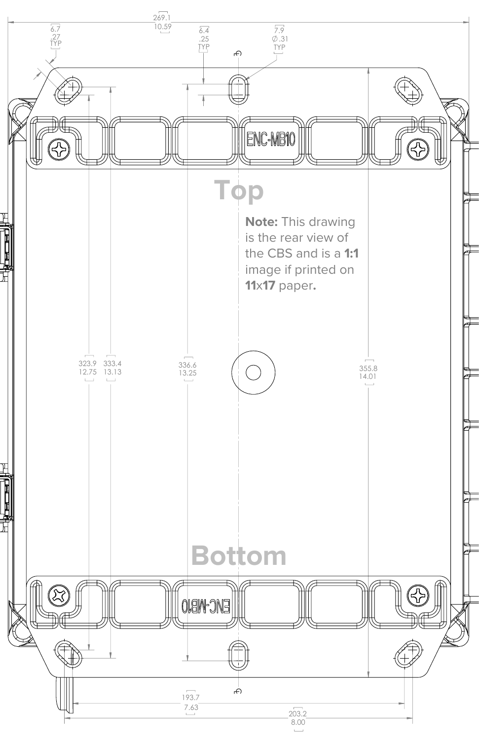269.1
10.59

6.7
.27
TYP

6.4
.25
TYP

7.9
Ø.31
TYP

ENC-MB10

Top

**Note:** This drawing is the rear view of the CBS and is a **1:1** image if printed on **11**x**17** paper**.**

323.9
12.75

333.4
13.13

336.6
13.25

355.8
14.01

Bottom

ENC-MB10

193.7
7.63

203.2
8.00